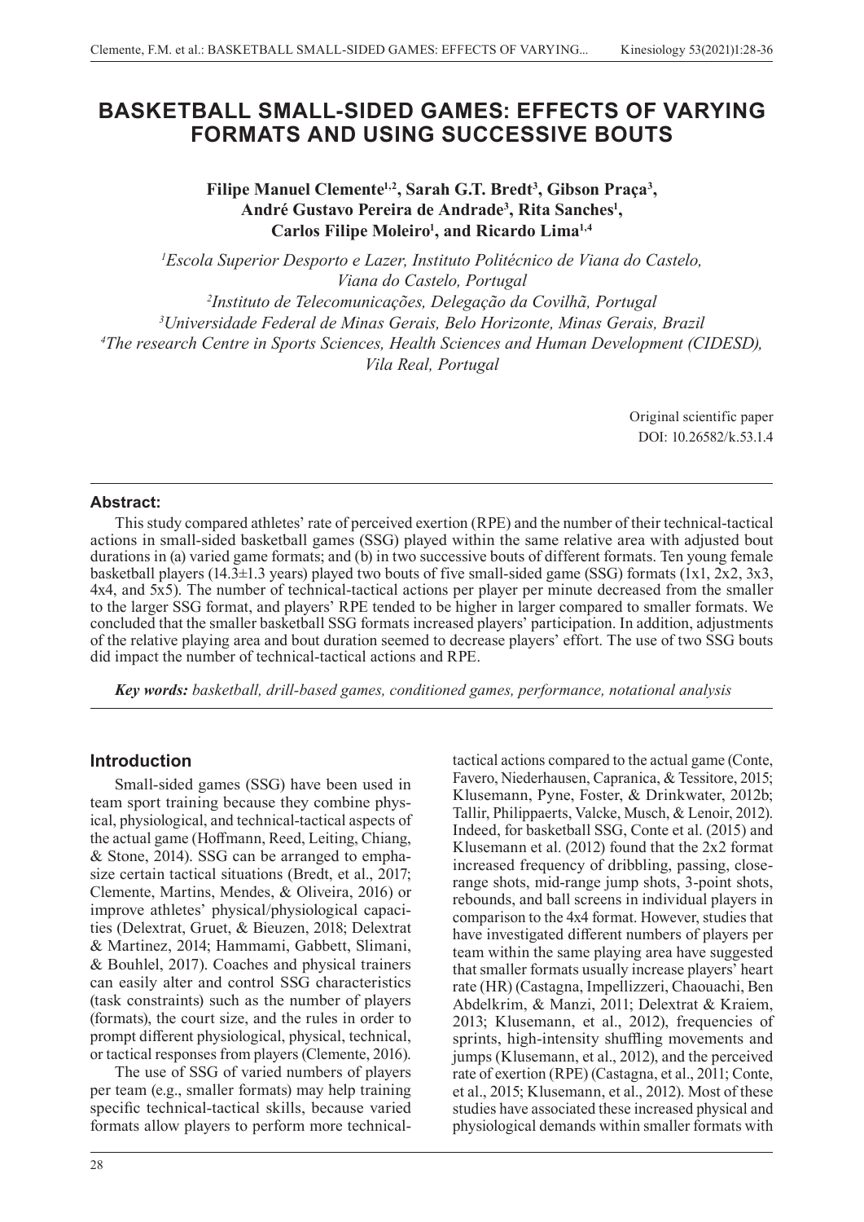# BASKETBALL SMALL-SIDED GAMES: EFFECTS OF VARYING FORMATS AND USING SUCCESSIVE BOUTS

**Filipe Manuel Clemente[1,2], Sarah G.T. Bredt[3], Gibson Praça[3], André Gustavo Pereira de Andrade[3], Rita Sanches[1], Carlos Filipe Moleiro[1], and Ricardo Lima[1,4]**

*[1]Escola Superior Desporto e Lazer, Instituto Politécnico de Viana do Castelo, Viana do Castelo, Portugal*
*[2]Instituto de Telecomunicações, Delegação da Covilhã, Portugal*
*[3]Universidade Federal de Minas Gerais, Belo Horizonte, Minas Gerais, Brazil*
*[4]The research Centre in Sports Sciences, Health Sciences and Human Development (CIDESD), Vila Real, Portugal*

Original scientific paper
DOI: 10.26582/k.53.1.4

**Abstract:**

This study compared athletes' rate of perceived exertion (RPE) and the number of their technical-tactical actions in small-sided basketball games (SSG) played within the same relative area with adjusted bout durations in (a) varied game formats; and (b) in two successive bouts of different formats. Ten young female basketball players (14.3±1.3 years) played two bouts of five small-sided game (SSG) formats (1x1, 2x2, 3x3, 4x4, and 5x5). The number of technical-tactical actions per player per minute decreased from the smaller to the larger SSG format, and players' RPE tended to be higher in larger compared to smaller formats. We concluded that the smaller basketball SSG formats increased players' participation. In addition, adjustments of the relative playing area and bout duration seemed to decrease players' effort. The use of two SSG bouts did impact the number of technical-tactical actions and RPE.

***Key words:** basketball, drill-based games, conditioned games, performance, notational analysis*

## Introduction

Small-sided games (SSG) have been used in team sport training because they combine physical, physiological, and technical-tactical aspects of the actual game (Hoffmann, Reed, Leiting, Chiang, & Stone, 2014). SSG can be arranged to emphasize certain tactical situations (Bredt, et al., 2017; Clemente, Martins, Mendes, & Oliveira, 2016) or improve athletes' physical/physiological capacities (Delextrat, Gruet, & Bieuzen, 2018; Delextrat & Martinez, 2014; Hammami, Gabbett, Slimani, & Bouhlel, 2017). Coaches and physical trainers can easily alter and control SSG characteristics (task constraints) such as the number of players (formats), the court size, and the rules in order to prompt different physiological, physical, technical, or tactical responses from players (Clemente, 2016).

The use of SSG of varied numbers of players per team (e.g., smaller formats) may help training specific technical-tactical skills, because varied formats allow players to perform more technical-tactical actions compared to the actual game (Conte, Favero, Niederhausen, Capranica, & Tessitore, 2015; Klusemann, Pyne, Foster, & Drinkwater, 2012b; Tallir, Philippaerts, Valcke, Musch, & Lenoir, 2012). Indeed, for basketball SSG, Conte et al. (2015) and Klusemann et al. (2012) found that the 2x2 format increased frequency of dribbling, passing, close-range shots, mid-range jump shots, 3-point shots, rebounds, and ball screens in individual players in comparison to the 4x4 format. However, studies that have investigated different numbers of players per team within the same playing area have suggested that smaller formats usually increase players' heart rate (HR) (Castagna, Impellizzeri, Chaouachi, Ben Abdelkrim, & Manzi, 2011; Delextrat & Kraiem, 2013; Klusemann, et al., 2012), frequencies of sprints, high-intensity shuffling movements and jumps (Klusemann, et al., 2012), and the perceived rate of exertion (RPE) (Castagna, et al., 2011; Conte, et al., 2015; Klusemann, et al., 2012). Most of these studies have associated these increased physical and physiological demands within smaller formats with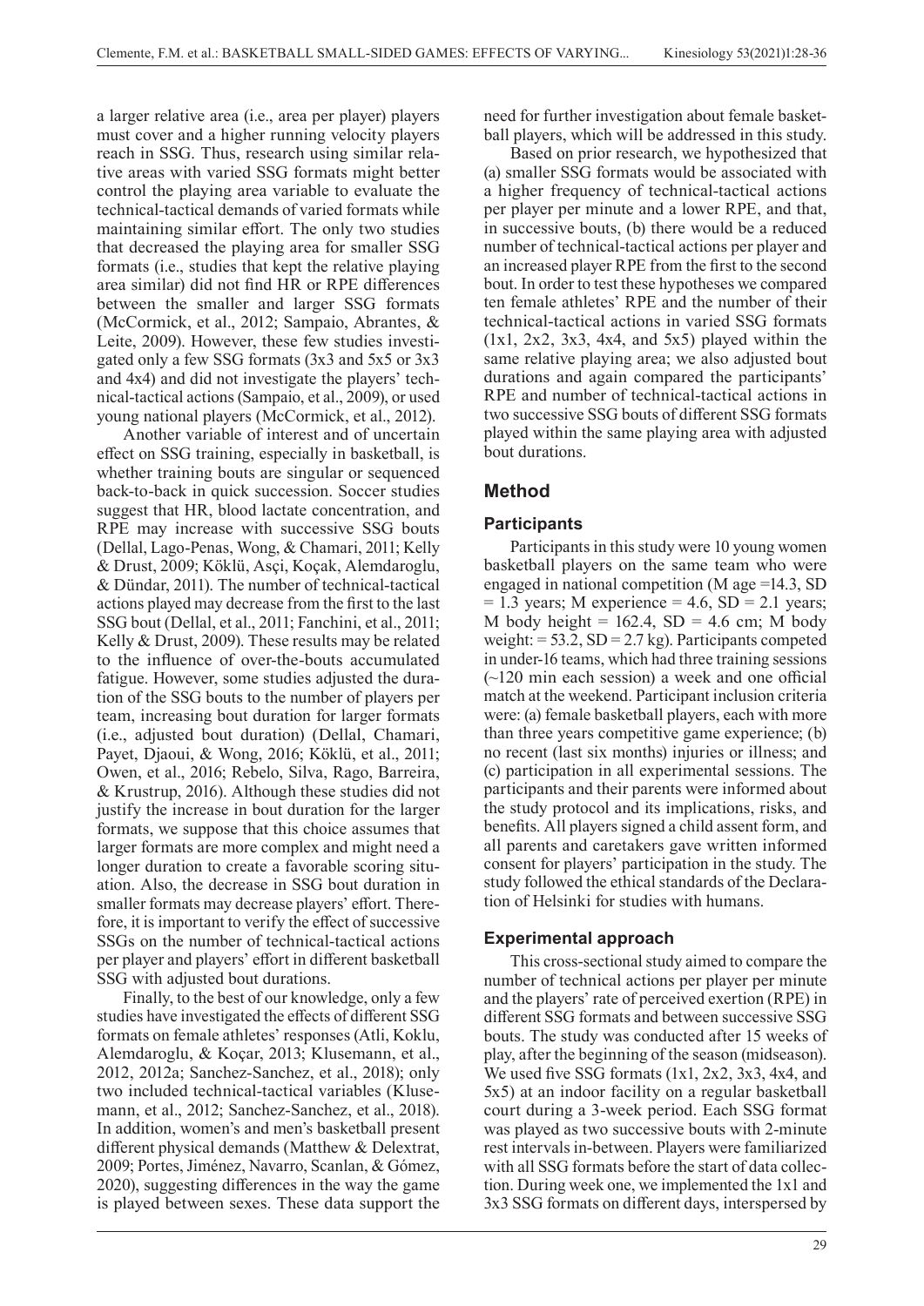a larger relative area (i.e., area per player) players must cover and a higher running velocity players reach in SSG. Thus, research using similar relative areas with varied SSG formats might better control the playing area variable to evaluate the technical-tactical demands of varied formats while maintaining similar effort. The only two studies that decreased the playing area for smaller SSG formats (i.e., studies that kept the relative playing area similar) did not find HR or RPE differences between the smaller and larger SSG formats (McCormick, et al., 2012; Sampaio, Abrantes, & Leite, 2009). However, these few studies investigated only a few SSG formats (3x3 and 5x5 or 3x3 and 4x4) and did not investigate the players' technical-tactical actions (Sampaio, et al., 2009), or used young national players (McCormick, et al., 2012).

Another variable of interest and of uncertain effect on SSG training, especially in basketball, is whether training bouts are singular or sequenced back-to-back in quick succession. Soccer studies suggest that HR, blood lactate concentration, and RPE may increase with successive SSG bouts (Dellal, Lago-Penas, Wong, & Chamari, 2011; Kelly & Drust, 2009; Köklü, Asçi, Koçak, Alemdaroglu, & Dündar, 2011). The number of technical-tactical actions played may decrease from the first to the last SSG bout (Dellal, et al., 2011; Fanchini, et al., 2011; Kelly & Drust, 2009). These results may be related to the influence of over-the-bouts accumulated fatigue. However, some studies adjusted the duration of the SSG bouts to the number of players per team, increasing bout duration for larger formats (i.e., adjusted bout duration) (Dellal, Chamari, Payet, Djaoui, & Wong, 2016; Köklü, et al., 2011; Owen, et al., 2016; Rebelo, Silva, Rago, Barreira, & Krustrup, 2016). Although these studies did not justify the increase in bout duration for the larger formats, we suppose that this choice assumes that larger formats are more complex and might need a longer duration to create a favorable scoring situation. Also, the decrease in SSG bout duration in smaller formats may decrease players' effort. Therefore, it is important to verify the effect of successive SSGs on the number of technical-tactical actions per player and players' effort in different basketball SSG with adjusted bout durations.

Finally, to the best of our knowledge, only a few studies have investigated the effects of different SSG formats on female athletes' responses (Atli, Koklu, Alemdaroglu, & Koçar, 2013; Klusemann, et al., 2012, 2012a; Sanchez-Sanchez, et al., 2018); only two included technical-tactical variables (Klusemann, et al., 2012; Sanchez-Sanchez, et al., 2018). In addition, women's and men's basketball present different physical demands (Matthew & Delextrat, 2009; Portes, Jiménez, Navarro, Scanlan, & Gómez, 2020), suggesting differences in the way the game is played between sexes. These data support the need for further investigation about female basketball players, which will be addressed in this study.

Based on prior research, we hypothesized that (a) smaller SSG formats would be associated with a higher frequency of technical-tactical actions per player per minute and a lower RPE, and that, in successive bouts, (b) there would be a reduced number of technical-tactical actions per player and an increased player RPE from the first to the second bout. In order to test these hypotheses we compared ten female athletes' RPE and the number of their technical-tactical actions in varied SSG formats (1x1, 2x2, 3x3, 4x4, and 5x5) played within the same relative playing area; we also adjusted bout durations and again compared the participants' RPE and number of technical-tactical actions in two successive SSG bouts of different SSG formats played within the same playing area with adjusted bout durations.

## Method

### Participants

Participants in this study were 10 young women basketball players on the same team who were engaged in national competition (M age =14.3, SD = 1.3 years; M experience = 4.6, SD = 2.1 years; M body height = 162.4, SD = 4.6 cm; M body weight: = 53.2, SD = 2.7 kg). Participants competed in under-16 teams, which had three training sessions (~120 min each session) a week and one official match at the weekend. Participant inclusion criteria were: (a) female basketball players, each with more than three years competitive game experience; (b) no recent (last six months) injuries or illness; and (c) participation in all experimental sessions. The participants and their parents were informed about the study protocol and its implications, risks, and benefits. All players signed a child assent form, and all parents and caretakers gave written informed consent for players' participation in the study. The study followed the ethical standards of the Declaration of Helsinki for studies with humans.

### Experimental approach

This cross-sectional study aimed to compare the number of technical actions per player per minute and the players' rate of perceived exertion (RPE) in different SSG formats and between successive SSG bouts. The study was conducted after 15 weeks of play, after the beginning of the season (midseason). We used five SSG formats (1x1, 2x2, 3x3, 4x4, and 5x5) at an indoor facility on a regular basketball court during a 3-week period. Each SSG format was played as two successive bouts with 2-minute rest intervals in-between. Players were familiarized with all SSG formats before the start of data collection. During week one, we implemented the 1x1 and 3x3 SSG formats on different days, interspersed by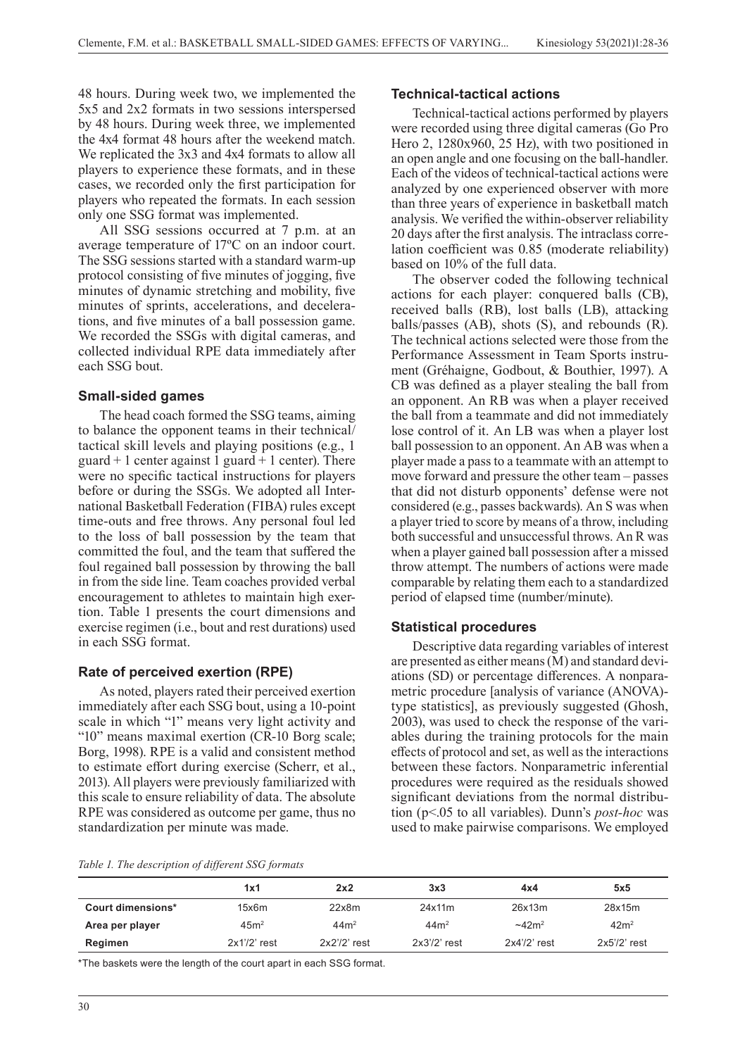48 hours. During week two, we implemented the 5x5 and 2x2 formats in two sessions interspersed by 48 hours. During week three, we implemented the 4x4 format 48 hours after the weekend match. We replicated the 3x3 and 4x4 formats to allow all players to experience these formats, and in these cases, we recorded only the first participation for players who repeated the formats. In each session only one SSG format was implemented.

All SSG sessions occurred at 7 p.m. at an average temperature of 17ºC on an indoor court. The SSG sessions started with a standard warm-up protocol consisting of five minutes of jogging, five minutes of dynamic stretching and mobility, five minutes of sprints, accelerations, and decelerations, and five minutes of a ball possession game. We recorded the SSGs with digital cameras, and collected individual RPE data immediately after each SSG bout.

### Small-sided games

The head coach formed the SSG teams, aiming to balance the opponent teams in their technical/tactical skill levels and playing positions (e.g., 1 guard + 1 center against 1 guard + 1 center). There were no specific tactical instructions for players before or during the SSGs. We adopted all International Basketball Federation (FIBA) rules except time-outs and free throws. Any personal foul led to the loss of ball possession by the team that committed the foul, and the team that suffered the foul regained ball possession by throwing the ball in from the side line. Team coaches provided verbal encouragement to athletes to maintain high exertion. Table 1 presents the court dimensions and exercise regimen (i.e., bout and rest durations) used in each SSG format.

### Rate of perceived exertion (RPE)

As noted, players rated their perceived exertion immediately after each SSG bout, using a 10-point scale in which "1" means very light activity and "10" means maximal exertion (CR-10 Borg scale; Borg, 1998). RPE is a valid and consistent method to estimate effort during exercise (Scherr, et al., 2013). All players were previously familiarized with this scale to ensure reliability of data. The absolute RPE was considered as outcome per game, thus no standardization per minute was made.

### Technical-tactical actions

Technical-tactical actions performed by players were recorded using three digital cameras (Go Pro Hero 2, 1280x960, 25 Hz), with two positioned in an open angle and one focusing on the ball-handler. Each of the videos of technical-tactical actions were analyzed by one experienced observer with more than three years of experience in basketball match analysis. We verified the within-observer reliability 20 days after the first analysis. The intraclass correlation coefficient was 0.85 (moderate reliability) based on 10% of the full data.

The observer coded the following technical actions for each player: conquered balls (CB), received balls (RB), lost balls (LB), attacking balls/passes (AB), shots (S), and rebounds (R). The technical actions selected were those from the Performance Assessment in Team Sports instrument (Gréhaigne, Godbout, & Bouthier, 1997). A CB was defined as a player stealing the ball from an opponent. An RB was when a player received the ball from a teammate and did not immediately lose control of it. An LB was when a player lost ball possession to an opponent. An AB was when a player made a pass to a teammate with an attempt to move forward and pressure the other team – passes that did not disturb opponents' defense were not considered (e.g., passes backwards). An S was when a player tried to score by means of a throw, including both successful and unsuccessful throws. An R was when a player gained ball possession after a missed throw attempt. The numbers of actions were made comparable by relating them each to a standardized period of elapsed time (number/minute).

### Statistical procedures

Descriptive data regarding variables of interest are presented as either means (M) and standard deviations (SD) or percentage differences. A nonparametric procedure [analysis of variance (ANOVA)-type statistics], as previously suggested (Ghosh, 2003), was used to check the response of the variables during the training protocols for the main effects of protocol and set, as well as the interactions between these factors. Nonparametric inferential procedures were required as the residuals showed significant deviations from the normal distribution ($p<.05$ to all variables). Dunn's *post-hoc* was used to make pairwise comparisons. We employed

*Table 1. The description of different SSG formats*

| | 1x1 | 2x2 | 3x3 | 4x4 | 5x5 |
|---|---|---|---|---|---|
| **Court dimensions*** | 15x6m | 22x8m | 24x11m | 26x13m | 28x15m |
| **Area per player** | 45m$^2$ | 44m$^2$ | 44m$^2$ | ~42m$^2$ | 42m$^2$ |
| **Regimen** | 2x1'/2' rest | 2x2'/2' rest | 2x3'/2' rest | 2x4'/2' rest | 2x5'/2' rest |

*The baskets were the length of the court apart in each SSG format.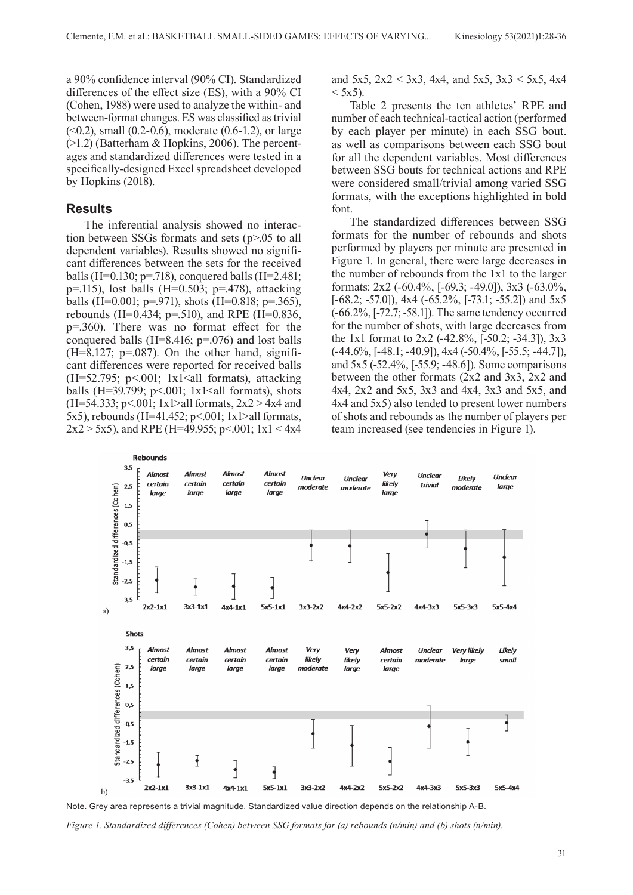a 90% confidence interval (90% CI). Standardized differences of the effect size (ES), with a 90% CI (Cohen, 1988) were used to analyze the within- and between-format changes. ES was classified as trivial (<0.2), small (0.2-0.6), moderate (0.6-1.2), or large (>1.2) (Batterham & Hopkins, 2006). The percentages and standardized differences were tested in a specifically-designed Excel spreadsheet developed by Hopkins (2018).

## Results

The inferential analysis showed no interaction between SSGs formats and sets ($p$>.05 to all dependent variables). Results showed no significant differences between the sets for the received balls (H=0.130; $p$=.718), conquered balls (H=2.481; $p$=.115), lost balls (H=0.503; $p$=.478), attacking balls (H=0.001; $p$=.971), shots (H=0.818; $p$=.365), rebounds (H=0.434; $p$=.510), and RPE (H=0.836, $p$=.360). There was no format effect for the conquered balls (H=8.416; $p$=.076) and lost balls (H=8.127; $p$=.087). On the other hand, significant differences were reported for received balls (H=52.795; $p$<.001; 1x1<all formats), attacking balls (H=39.799; $p$<.001; 1x1<all formats), shots (H=54.333; $p$<.001; 1x1>all formats, 2x2 > 4x4 and 5x5), rebounds (H=41.452; $p$<.001; 1x1>all formats, 2x2 > 5x5), and RPE (H=49.955; $p$<.001; 1x1 < 4x4 and 5x5, 2x2 < 3x3, 4x4, and 5x5, 3x3 < 5x5, 4x4 < 5x5).

Table 2 presents the ten athletes' RPE and number of each technical-tactical action (performed by each player per minute) in each SSG bout. as well as comparisons between each SSG bout for all the dependent variables. Most differences between SSG bouts for technical actions and RPE were considered small/trivial among varied SSG formats, with the exceptions highlighted in bold font.

The standardized differences between SSG formats for the number of rebounds and shots performed by players per minute are presented in Figure 1. In general, there were large decreases in the number of rebounds from the 1x1 to the larger formats: 2x2 (-60.4%, [-69.3; -49.0]), 3x3 (-63.0%, [-68.2; -57.0]), 4x4 (-65.2%, [-73.1; -55.2]) and 5x5 (-66.2%, [-72.7; -58.1]). The same tendency occurred for the number of shots, with large decreases from the 1x1 format to 2x2 (-42.8%, [-50.2; -34.3]), 3x3 (-44.6%, [-48.1; -40.9]), 4x4 (-50.4%, [-55.5; -44.7]), and 5x5 (-52.4%, [-55.9; -48.6]). Some comparisons between the other formats (2x2 and 3x3, 2x2 and 4x4, 2x2 and 5x5, 3x3 and 4x4, 3x3 and 5x5, and 4x4 and 5x5) also tended to present lower numbers of shots and rebounds as the number of players per team increased (see tendencies in Figure 1).

Note. Grey area represents a trivial magnitude. Standardized value direction depends on the relationship A-B.

*Figure 1. Standardized differences (Cohen) between SSG formats for (a) rebounds (n/min) and (b) shots (n/min).*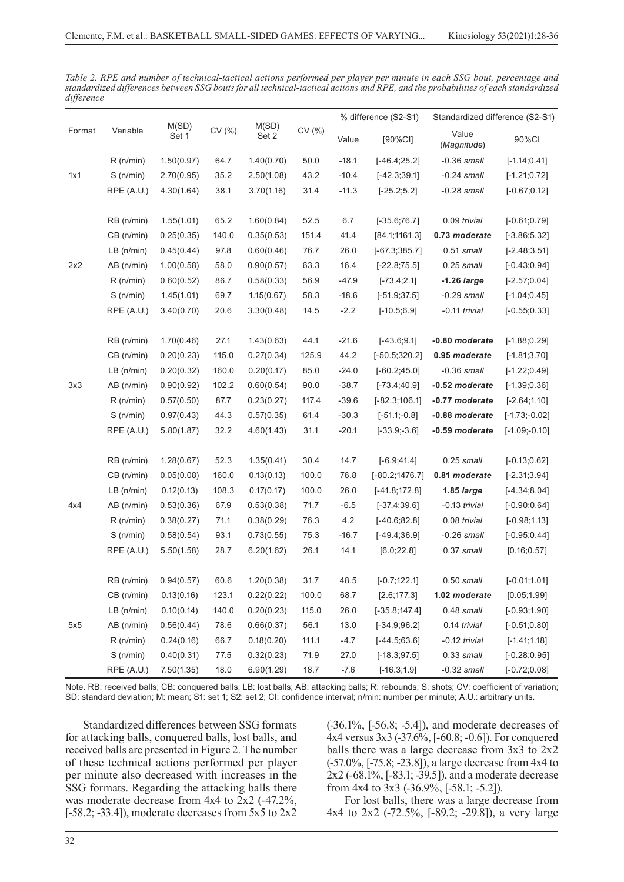*Table 2. RPE and number of technical-tactical actions performed per player per minute in each SSG bout, percentage and standardized differences between SSG bouts for all technical-tactical actions and RPE, and the probabilities of each standardized difference*

| Format | Variable | M(SD) Set 1 | CV (%) | M(SD) Set 2 | CV (%) | % difference (S2-S1) | | Standardized difference (S2-S1) | |
|---|---|---|---|---|---|---|---|---|---|
| | | | | | | Value | [90%CI] | Value (*Magnitude*) | 90%CI |
| 1x1 | R (n/min) | 1.50(0.97) | 64.7 | 1.40(0.70) | 50.0 | -18.1 | [-46.4;25.2] | -0.36 *small* | [-1.14;0.41] |
| | S (n/min) | 2.70(0.95) | 35.2 | 2.50(1.08) | 43.2 | -10.4 | [-42.3;39.1] | -0.24 *small* | [-1.21;0.72] |
| | RPE (A.U.) | 4.30(1.64) | 38.1 | 3.70(1.16) | 31.4 | -11.3 | [-25.2;5.2] | -0.28 *small* | [-0.67;0.12] |
| 2x2 | RB (n/min) | 1.55(1.01) | 65.2 | 1.60(0.84) | 52.5 | 6.7 | [-35.6;76.7] | 0.09 *trivial* | [-0.61;0.79] |
| | CB (n/min) | 0.25(0.35) | 140.0 | 0.35(0.53) | 151.4 | 41.4 | [84.1;1161.3] | **0.73 *moderate*** | [-3.86;5.32] |
| | LB (n/min) | 0.45(0.44) | 97.8 | 0.60(0.46) | 76.7 | 26.0 | [-67.3;385.7] | 0.51 *small* | [-2.48;3.51] |
| | AB (n/min) | 1.00(0.58) | 58.0 | 0.90(0.57) | 63.3 | 16.4 | [-22.8;75.5] | 0.25 *small* | [-0.43;0.94] |
| | R (n/min) | 0.60(0.52) | 86.7 | 0.58(0.33) | 56.9 | -47.9 | [-73.4;2.1] | **-1.26 *large*** | [-2.57;0.04] |
| | S (n/min) | 1.45(1.01) | 69.7 | 1.15(0.67) | 58.3 | -18.6 | [-51.9;37.5] | -0.29 *small* | [-1.04;0.45] |
| | RPE (A.U.) | 3.40(0.70) | 20.6 | 3.30(0.48) | 14.5 | -2.2 | [-10.5;6.9] | -0.11 *trivial* | [-0.55;0.33] |
| 3x3 | RB (n/min) | 1.70(0.46) | 27.1 | 1.43(0.63) | 44.1 | -21.6 | [-43.6;9.1] | **-0.80 *moderate*** | [-1.88;0.29] |
| | CB (n/min) | 0.20(0.23) | 115.0 | 0.27(0.34) | 125.9 | 44.2 | [-50.5;320.2] | **0.95 *moderate*** | [-1.81;3.70] |
| | LB (n/min) | 0.20(0.32) | 160.0 | 0.20(0.17) | 85.0 | -24.0 | [-60.2;45.0] | -0.36 *small* | [-1.22;0.49] |
| | AB (n/min) | 0.90(0.92) | 102.2 | 0.60(0.54) | 90.0 | -38.7 | [-73.4;40.9] | **-0.52 *moderate*** | [-1.39;0.36] |
| | R (n/min) | 0.57(0.50) | 87.7 | 0.23(0.27) | 117.4 | -39.6 | [-82.3;106.1] | **-0.77 *moderate*** | [-2.64;1.10] |
| | S (n/min) | 0.97(0.43) | 44.3 | 0.57(0.35) | 61.4 | -30.3 | [-51.1;-0.8] | **-0.88 *moderate*** | [-1.73;-0.02] |
| | RPE (A.U.) | 5.80(1.87) | 32.2 | 4.60(1.43) | 31.1 | -20.1 | [-33.9;-3.6] | **-0.59 *moderate*** | [-1.09;-0.10] |
| 4x4 | RB (n/min) | 1.28(0.67) | 52.3 | 1.35(0.41) | 30.4 | 14.7 | [-6.9;41.4] | 0.25 *small* | [-0.13;0.62] |
| | CB (n/min) | 0.05(0.08) | 160.0 | 0.13(0.13) | 100.0 | 76.8 | [-80.2;1476.7] | **0.81 *moderate*** | [-2.31;3.94] |
| | LB (n/min) | 0.12(0.13) | 108.3 | 0.17(0.17) | 100.0 | 26.0 | [-41.8;172.8] | **1.85 *large*** | [-4.34;8.04] |
| | AB (n/min) | 0.53(0.36) | 67.9 | 0.53(0.38) | 71.7 | -6.5 | [-37.4;39.6] | -0.13 *trivial* | [-0.90;0.64] |
| | R (n/min) | 0.38(0.27) | 71.1 | 0.38(0.29) | 76.3 | 4.2 | [-40.6;82.8] | 0.08 *trivial* | [-0.98;1.13] |
| | S (n/min) | 0.58(0.54) | 93.1 | 0.73(0.55) | 75.3 | -16.7 | [-49.4;36.9] | -0.26 *small* | [-0.95;0.44] |
| | RPE (A.U.) | 5.50(1.58) | 28.7 | 6.20(1.62) | 26.1 | 14.1 | [6.0;22.8] | 0.37 *small* | [0.16;0.57] |
| 5x5 | RB (n/min) | 0.94(0.57) | 60.6 | 1.20(0.38) | 31.7 | 48.5 | [-0.7;122.1] | 0.50 *small* | [-0.01;1.01] |
| | CB (n/min) | 0.13(0.16) | 123.1 | 0.22(0.22) | 100.0 | 68.7 | [2.6;177.3] | **1.02 *moderate*** | [0.05;1.99] |
| | LB (n/min) | 0.10(0.14) | 140.0 | 0.20(0.23) | 115.0 | 26.0 | [-35.8;147.4] | 0.48 *small* | [-0.93;1.90] |
| | AB (n/min) | 0.56(0.44) | 78.6 | 0.66(0.37) | 56.1 | 13.0 | [-34.9;96.2] | 0.14 *trivial* | [-0.51;0.80] |
| | R (n/min) | 0.24(0.16) | 66.7 | 0.18(0.20) | 111.1 | -4.7 | [-44.5;63.6] | -0.12 *trivial* | [-1.41;1.18] |
| | S (n/min) | 0.40(0.31) | 77.5 | 0.32(0.23) | 71.9 | 27.0 | [-18.3;97.5] | 0.33 *small* | [-0.28;0.95] |
| | RPE (A.U.) | 7.50(1.35) | 18.0 | 6.90(1.29) | 18.7 | -7.6 | [-16.3;1.9] | -0.32 *small* | [-0.72;0.08] |

Note. RB: received balls; CB: conquered balls; LB: lost balls; AB: attacking balls; R: rebounds; S: shots; CV: coefficient of variation; SD: standard deviation; M: mean; S1: set 1; S2: set 2; CI: confidence interval; n/min: number per minute; A.U.: arbitrary units.

Standardized differences between SSG formats for attacking balls, conquered balls, lost balls, and received balls are presented in Figure 2. The number of these technical actions performed per player per minute also decreased with increases in the SSG formats. Regarding the attacking balls there was moderate decrease from 4x4 to 2x2 (-47.2%, [-58.2; -33.4]), moderate decreases from 5x5 to 2x2 (-36.1%, [-56.8; -5.4]), and moderate decreases of 4x4 versus 3x3 (-37.6%, [-60.8; -0.6]). For conquered balls there was a large decrease from 3x3 to 2x2 (-57.0%, [-75.8; -23.8]), a large decrease from 4x4 to 2x2 (-68.1%, [-83.1; -39.5]), and a moderate decrease from 4x4 to 3x3 (-36.9%, [-58.1; -5.2]).

For lost balls, there was a large decrease from 4x4 to 2x2 (-72.5%, [-89.2; -29.8]), a very large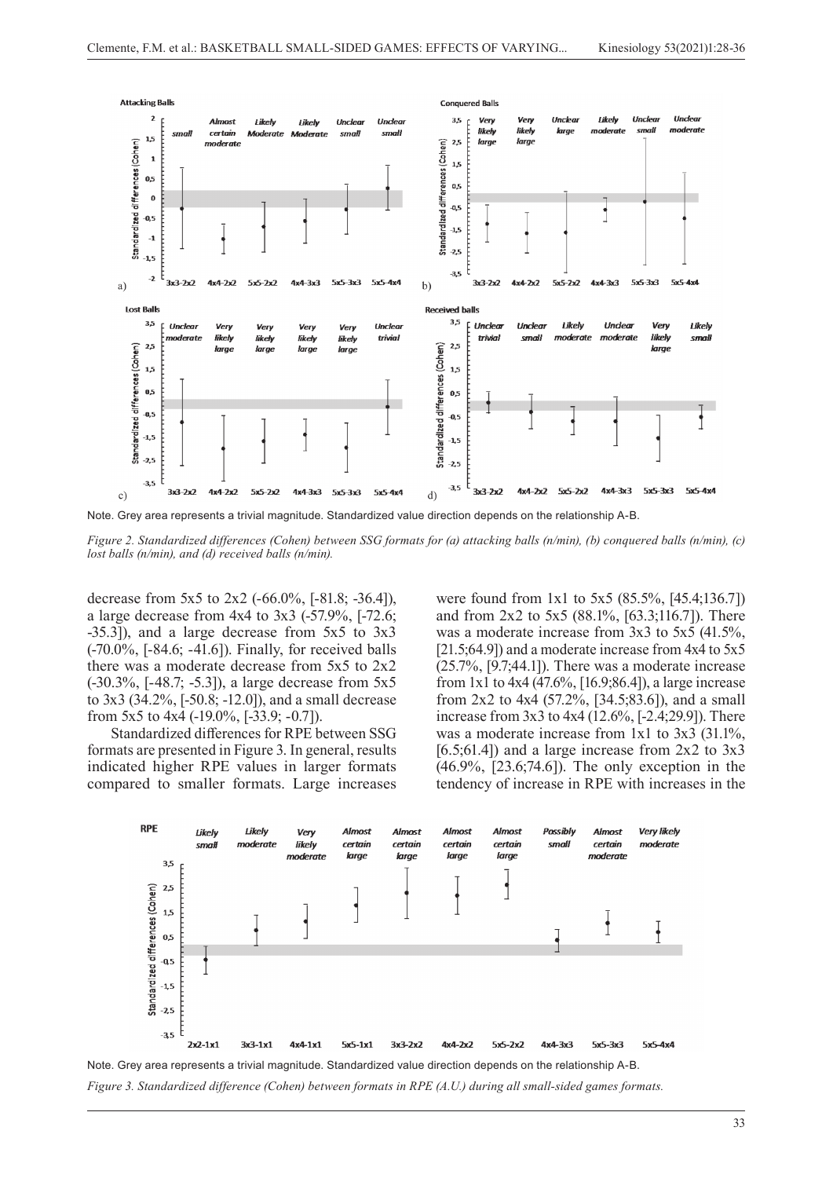Note. Grey area represents a trivial magnitude. Standardized value direction depends on the relationship A-B.

*Figure 2. Standardized differences (Cohen) between SSG formats for (a) attacking balls (n/min), (b) conquered balls (n/min), (c) lost balls (n/min), and (d) received balls (n/min).*

decrease from 5x5 to 2x2 (-66.0%, [-81.8; -36.4]), a large decrease from 4x4 to 3x3 (-57.9%, [-72.6; -35.3]), and a large decrease from 5x5 to 3x3 (-70.0%, [-84.6; -41.6]). Finally, for received balls there was a moderate decrease from 5x5 to 2x2 (-30.3%, [-48.7; -5.3]), a large decrease from 5x5 to 3x3 (34.2%, [-50.8; -12.0]), and a small decrease from 5x5 to 4x4 (-19.0%, [-33.9; -0.7]).

Standardized differences for RPE between SSG formats are presented in Figure 3. In general, results indicated higher RPE values in larger formats compared to smaller formats. Large increases were found from 1x1 to 5x5 (85.5%, [45.4;136.7]) and from 2x2 to 5x5 (88.1%, [63.3;116.7]). There was a moderate increase from 3x3 to 5x5 (41.5%, [21.5;64.9]) and a moderate increase from 4x4 to 5x5 (25.7%, [9.7;44.1]). There was a moderate increase from 1x1 to 4x4 (47.6%, [16.9;86.4]), a large increase from 2x2 to 4x4 (57.2%, [34.5;83.6]), and a small increase from 3x3 to 4x4 (12.6%, [-2.4;29.9]). There was a moderate increase from 1x1 to 3x3 (31.1%, [6.5;61.4]) and a large increase from 2x2 to 3x3 (46.9%, [23.6;74.6]). The only exception in the tendency of increase in RPE with increases in the

Note. Grey area represents a trivial magnitude. Standardized value direction depends on the relationship A-B.

*Figure 3. Standardized difference (Cohen) between formats in RPE (A.U.) during all small-sided games formats.*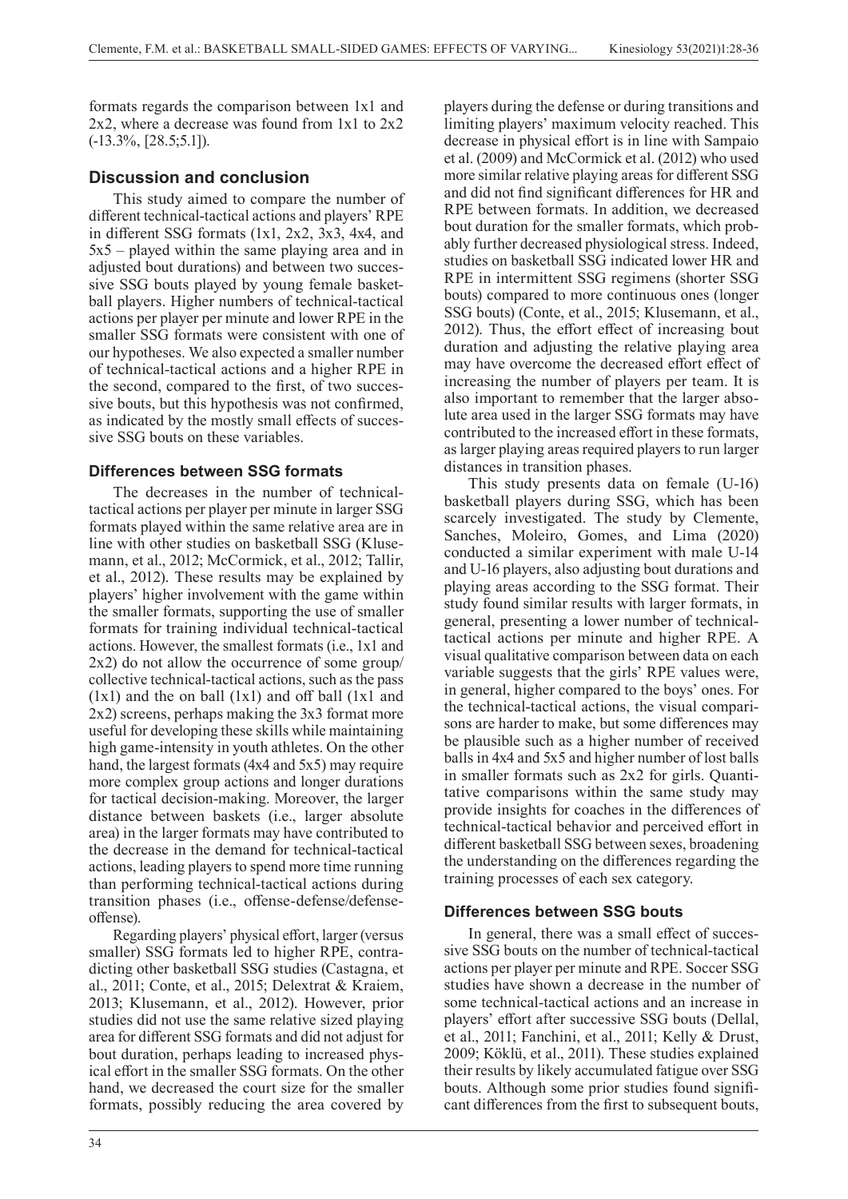formats regards the comparison between 1x1 and 2x2, where a decrease was found from 1x1 to 2x2 (-13.3%, [28.5;5.1]).

## Discussion and conclusion

This study aimed to compare the number of different technical-tactical actions and players' RPE in different SSG formats (1x1, 2x2, 3x3, 4x4, and 5x5 – played within the same playing area and in adjusted bout durations) and between two successive SSG bouts played by young female basketball players. Higher numbers of technical-tactical actions per player per minute and lower RPE in the smaller SSG formats were consistent with one of our hypotheses. We also expected a smaller number of technical-tactical actions and a higher RPE in the second, compared to the first, of two successive bouts, but this hypothesis was not confirmed, as indicated by the mostly small effects of successive SSG bouts on these variables.

### Differences between SSG formats

The decreases in the number of technical-tactical actions per player per minute in larger SSG formats played within the same relative area are in line with other studies on basketball SSG (Klusemann, et al., 2012; McCormick, et al., 2012; Tallir, et al., 2012). These results may be explained by players' higher involvement with the game within the smaller formats, supporting the use of smaller formats for training individual technical-tactical actions. However, the smallest formats (i.e., 1x1 and 2x2) do not allow the occurrence of some group/collective technical-tactical actions, such as the pass (1x1) and the on ball (1x1) and off ball (1x1 and 2x2) screens, perhaps making the 3x3 format more useful for developing these skills while maintaining high game-intensity in youth athletes. On the other hand, the largest formats (4x4 and 5x5) may require more complex group actions and longer durations for tactical decision-making. Moreover, the larger distance between baskets (i.e., larger absolute area) in the larger formats may have contributed to the decrease in the demand for technical-tactical actions, leading players to spend more time running than performing technical-tactical actions during transition phases (i.e., offense-defense/defense-offense).

Regarding players' physical effort, larger (versus smaller) SSG formats led to higher RPE, contradicting other basketball SSG studies (Castagna, et al., 2011; Conte, et al., 2015; Delextrat & Kraiem, 2013; Klusemann, et al., 2012). However, prior studies did not use the same relative sized playing area for different SSG formats and did not adjust for bout duration, perhaps leading to increased physical effort in the smaller SSG formats. On the other hand, we decreased the court size for the smaller formats, possibly reducing the area covered by players during the defense or during transitions and limiting players' maximum velocity reached. This decrease in physical effort is in line with Sampaio et al. (2009) and McCormick et al. (2012) who used more similar relative playing areas for different SSG and did not find significant differences for HR and RPE between formats. In addition, we decreased bout duration for the smaller formats, which probably further decreased physiological stress. Indeed, studies on basketball SSG indicated lower HR and RPE in intermittent SSG regimens (shorter SSG bouts) compared to more continuous ones (longer SSG bouts) (Conte, et al., 2015; Klusemann, et al., 2012). Thus, the effort effect of increasing bout duration and adjusting the relative playing area may have overcome the decreased effort effect of increasing the number of players per team. It is also important to remember that the larger absolute area used in the larger SSG formats may have contributed to the increased effort in these formats, as larger playing areas required players to run larger distances in transition phases.

This study presents data on female (U-16) basketball players during SSG, which has been scarcely investigated. The study by Clemente, Sanches, Moleiro, Gomes, and Lima (2020) conducted a similar experiment with male U-14 and U-16 players, also adjusting bout durations and playing areas according to the SSG format. Their study found similar results with larger formats, in general, presenting a lower number of technical-tactical actions per minute and higher RPE. A visual qualitative comparison between data on each variable suggests that the girls' RPE values were, in general, higher compared to the boys' ones. For the technical-tactical actions, the visual comparisons are harder to make, but some differences may be plausible such as a higher number of received balls in 4x4 and 5x5 and higher number of lost balls in smaller formats such as 2x2 for girls. Quantitative comparisons within the same study may provide insights for coaches in the differences of technical-tactical behavior and perceived effort in different basketball SSG between sexes, broadening the understanding on the differences regarding the training processes of each sex category.

### Differences between SSG bouts

In general, there was a small effect of successive SSG bouts on the number of technical-tactical actions per player per minute and RPE. Soccer SSG studies have shown a decrease in the number of some technical-tactical actions and an increase in players' effort after successive SSG bouts (Dellal, et al., 2011; Fanchini, et al., 2011; Kelly & Drust, 2009; Köklü, et al., 2011). These studies explained their results by likely accumulated fatigue over SSG bouts. Although some prior studies found significant differences from the first to subsequent bouts,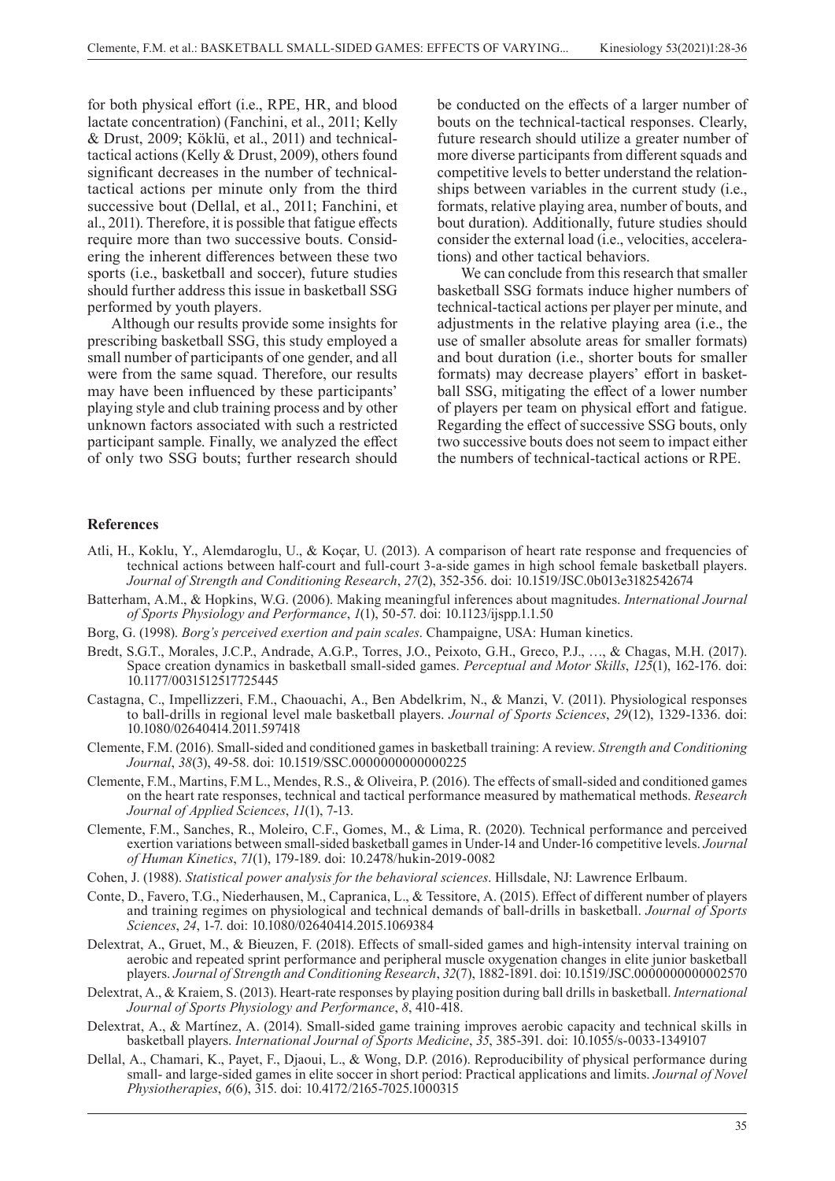for both physical effort (i.e., RPE, HR, and blood lactate concentration) (Fanchini, et al., 2011; Kelly & Drust, 2009; Köklü, et al., 2011) and technical-tactical actions (Kelly & Drust, 2009), others found significant decreases in the number of technical-tactical actions per minute only from the third successive bout (Dellal, et al., 2011; Fanchini, et al., 2011). Therefore, it is possible that fatigue effects require more than two successive bouts. Considering the inherent differences between these two sports (i.e., basketball and soccer), future studies should further address this issue in basketball SSG performed by youth players.

Although our results provide some insights for prescribing basketball SSG, this study employed a small number of participants of one gender, and all were from the same squad. Therefore, our results may have been influenced by these participants' playing style and club training process and by other unknown factors associated with such a restricted participant sample. Finally, we analyzed the effect of only two SSG bouts; further research should be conducted on the effects of a larger number of bouts on the technical-tactical responses. Clearly, future research should utilize a greater number of more diverse participants from different squads and competitive levels to better understand the relationships between variables in the current study (i.e., formats, relative playing area, number of bouts, and bout duration). Additionally, future studies should consider the external load (i.e., velocities, accelerations) and other tactical behaviors.

We can conclude from this research that smaller basketball SSG formats induce higher numbers of technical-tactical actions per player per minute, and adjustments in the relative playing area (i.e., the use of smaller absolute areas for smaller formats) and bout duration (i.e., shorter bouts for smaller formats) may decrease players' effort in basketball SSG, mitigating the effect of a lower number of players per team on physical effort and fatigue. Regarding the effect of successive SSG bouts, only two successive bouts does not seem to impact either the numbers of technical-tactical actions or RPE.

## References

Atli, H., Koklu, Y., Alemdaroglu, U., & Koçar, U. (2013). A comparison of heart rate response and frequencies of technical actions between half-court and full-court 3-a-side games in high school female basketball players. *Journal of Strength and Conditioning Research*, *27*(2), 352-356. doi: 10.1519/JSC.0b013e3182542674

Batterham, A.M., & Hopkins, W.G. (2006). Making meaningful inferences about magnitudes. *International Journal of Sports Physiology and Performance*, *1*(1), 50-57. doi: 10.1123/ijspp.1.1.50

Borg, G. (1998). *Borg's perceived exertion and pain scales*. Champaigne, USA: Human kinetics.

Bredt, S.G.T., Morales, J.C.P., Andrade, A.G.P., Torres, J.O., Peixoto, G.H., Greco, P.J., …, & Chagas, M.H. (2017). Space creation dynamics in basketball small-sided games. *Perceptual and Motor Skills*, *125*(1), 162-176. doi: 10.1177/0031512517725445

Castagna, C., Impellizzeri, F.M., Chaouachi, A., Ben Abdelkrim, N., & Manzi, V. (2011). Physiological responses to ball-drills in regional level male basketball players. *Journal of Sports Sciences*, *29*(12), 1329-1336. doi: 10.1080/02640414.2011.597418

Clemente, F.M. (2016). Small-sided and conditioned games in basketball training: A review. *Strength and Conditioning Journal*, *38*(3), 49-58. doi: 10.1519/SSC.0000000000000225

Clemente, F.M., Martins, F.M L., Mendes, R.S., & Oliveira, P. (2016). The effects of small-sided and conditioned games on the heart rate responses, technical and tactical performance measured by mathematical methods. *Research Journal of Applied Sciences*, *11*(1), 7-13.

Clemente, F.M., Sanches, R., Moleiro, C.F., Gomes, M., & Lima, R. (2020). Technical performance and perceived exertion variations between small-sided basketball games in Under-14 and Under-16 competitive levels. *Journal of Human Kinetics*, *71*(1), 179-189. doi: 10.2478/hukin-2019-0082

Cohen, J. (1988). *Statistical power analysis for the behavioral sciences*. Hillsdale, NJ: Lawrence Erlbaum.

Conte, D., Favero, T.G., Niederhausen, M., Capranica, L., & Tessitore, A. (2015). Effect of different number of players and training regimes on physiological and technical demands of ball-drills in basketball. *Journal of Sports Sciences*, *24*, 1-7. doi: 10.1080/02640414.2015.1069384

Delextrat, A., Gruet, M., & Bieuzen, F. (2018). Effects of small-sided games and high-intensity interval training on aerobic and repeated sprint performance and peripheral muscle oxygenation changes in elite junior basketball players. *Journal of Strength and Conditioning Research*, *32*(7), 1882-1891. doi: 10.1519/JSC.0000000000002570

Delextrat, A., & Kraiem, S. (2013). Heart-rate responses by playing position during ball drills in basketball. *International Journal of Sports Physiology and Performance*, *8*, 410-418.

Delextrat, A., & Martínez, A. (2014). Small-sided game training improves aerobic capacity and technical skills in basketball players. *International Journal of Sports Medicine*, *35*, 385-391. doi: 10.1055/s-0033-1349107

Dellal, A., Chamari, K., Payet, F., Djaoui, L., & Wong, D.P. (2016). Reproducibility of physical performance during small- and large-sided games in elite soccer in short period: Practical applications and limits. *Journal of Novel Physiotherapies*, *6*(6), 315. doi: 10.4172/2165-7025.1000315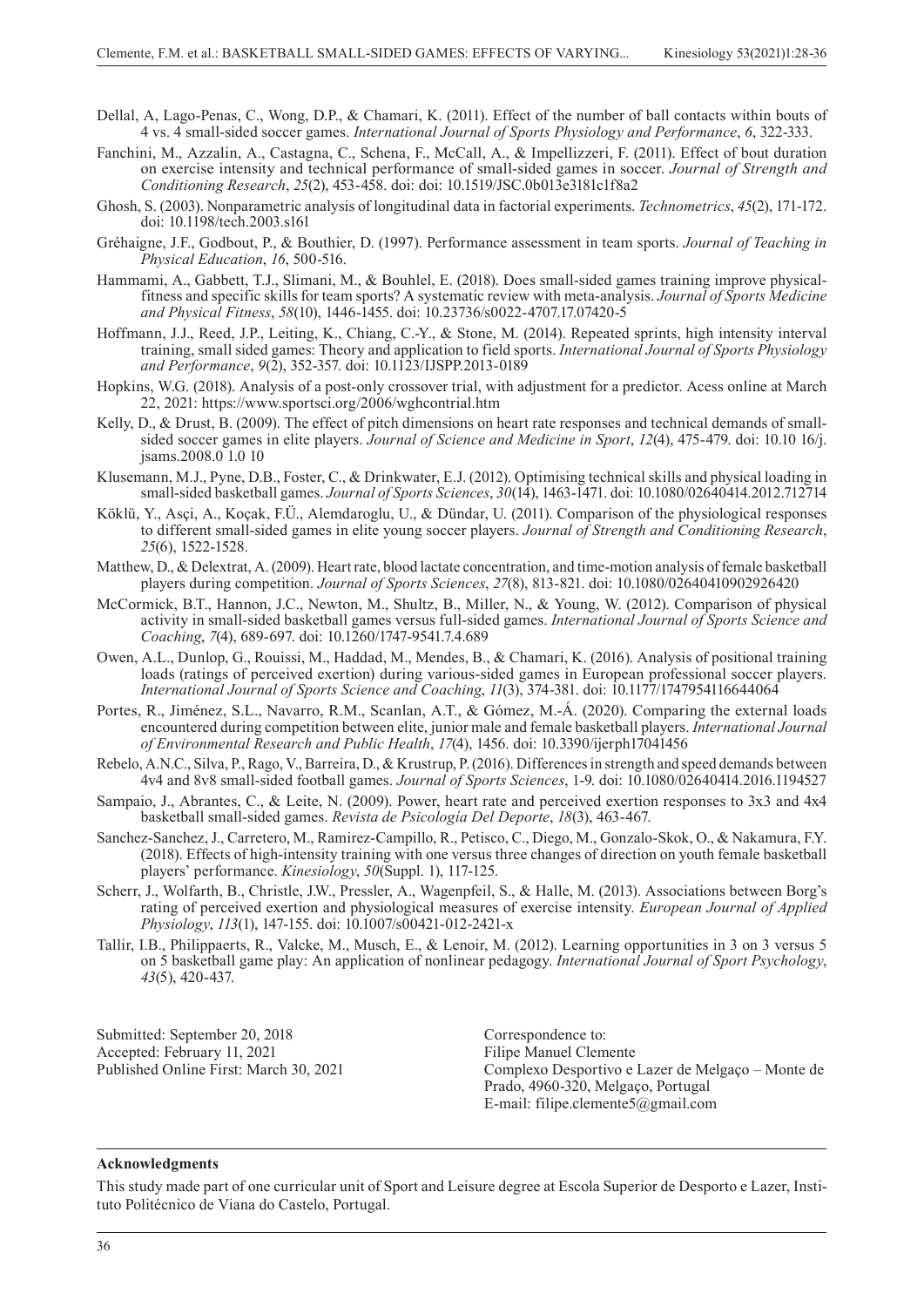Dellal, A, Lago-Penas, C., Wong, D.P., & Chamari, K. (2011). Effect of the number of ball contacts within bouts of 4 vs. 4 small-sided soccer games. *International Journal of Sports Physiology and Performance*, *6*, 322-333.

Fanchini, M., Azzalin, A., Castagna, C., Schena, F., McCall, A., & Impellizzeri, F. (2011). Effect of bout duration on exercise intensity and technical performance of small-sided games in soccer. *Journal of Strength and Conditioning Research*, *25*(2), 453-458. doi: doi: 10.1519/JSC.0b013e3181c1f8a2

Ghosh, S. (2003). Nonparametric analysis of longitudinal data in factorial experiments. *Technometrics*, *45*(2), 171-172. doi: 10.1198/tech.2003.s161

Gréhaigne, J.F., Godbout, P., & Bouthier, D. (1997). Performance assessment in team sports. *Journal of Teaching in Physical Education*, *16*, 500-516.

Hammami, A., Gabbett, T.J., Slimani, M., & Bouhlel, E. (2018). Does small-sided games training improve physical-fitness and specific skills for team sports? A systematic review with meta-analysis. *Journal of Sports Medicine and Physical Fitness*, *58*(10), 1446-1455. doi: 10.23736/s0022-4707.17.07420-5

Hoffmann, J.J., Reed, J.P., Leiting, K., Chiang, C.-Y., & Stone, M. (2014). Repeated sprints, high intensity interval training, small sided games: Theory and application to field sports. *International Journal of Sports Physiology and Performance*, *9*(2), 352-357. doi: 10.1123/IJSPP.2013-0189

Hopkins, W.G. (2018). Analysis of a post-only crossover trial, with adjustment for a predictor. Acess online at March 22, 2021: https://www.sportsci.org/2006/wghcontrial.htm

Kelly, D., & Drust, B. (2009). The effect of pitch dimensions on heart rate responses and technical demands of small-sided soccer games in elite players. *Journal of Science and Medicine in Sport*, *12*(4), 475-479. doi: 10.10 16/j.jsams.2008.0 1.0 10

Klusemann, M.J., Pyne, D.B., Foster, C., & Drinkwater, E.J. (2012). Optimising technical skills and physical loading in small-sided basketball games. *Journal of Sports Sciences*, *30*(14), 1463-1471. doi: 10.1080/02640414.2012.712714

Köklü, Y., Asçi, A., Koçak, F.Ü., Alemdaroglu, U., & Dündar, U. (2011). Comparison of the physiological responses to different small-sided games in elite young soccer players. *Journal of Strength and Conditioning Research*, *25*(6), 1522-1528.

Matthew, D., & Delextrat, A. (2009). Heart rate, blood lactate concentration, and time-motion analysis of female basketball players during competition. *Journal of Sports Sciences*, *27*(8), 813-821. doi: 10.1080/02640410902926420

McCormick, B.T., Hannon, J.C., Newton, M., Shultz, B., Miller, N., & Young, W. (2012). Comparison of physical activity in small-sided basketball games versus full-sided games. *International Journal of Sports Science and Coaching*, *7*(4), 689-697. doi: 10.1260/1747-9541.7.4.689

Owen, A.L., Dunlop, G., Rouissi, M., Haddad, M., Mendes, B., & Chamari, K. (2016). Analysis of positional training loads (ratings of perceived exertion) during various-sided games in European professional soccer players. *International Journal of Sports Science and Coaching*, *11*(3), 374-381. doi: 10.1177/1747954116644064

Portes, R., Jiménez, S.L., Navarro, R.M., Scanlan, A.T., & Gómez, M.-Á. (2020). Comparing the external loads encountered during competition between elite, junior male and female basketball players. *International Journal of Environmental Research and Public Health*, *17*(4), 1456. doi: 10.3390/ijerph17041456

Rebelo, A.N.C., Silva, P., Rago, V., Barreira, D., & Krustrup, P. (2016). Differences in strength and speed demands between 4v4 and 8v8 small-sided football games. *Journal of Sports Sciences*, 1-9. doi: 10.1080/02640414.2016.1194527

Sampaio, J., Abrantes, C., & Leite, N. (2009). Power, heart rate and perceived exertion responses to 3x3 and 4x4 basketball small-sided games. *Revista de Psicología Del Deporte*, *18*(3), 463-467.

Sanchez-Sanchez, J., Carretero, M., Ramirez-Campillo, R., Petisco, C., Diego, M., Gonzalo-Skok, O., & Nakamura, F.Y. (2018). Effects of high-intensity training with one versus three changes of direction on youth female basketball players' performance. *Kinesiology*, *50*(Suppl. 1), 117-125.

Scherr, J., Wolfarth, B., Christle, J.W., Pressler, A., Wagenpfeil, S., & Halle, M. (2013). Associations between Borg's rating of perceived exertion and physiological measures of exercise intensity. *European Journal of Applied Physiology*, *113*(1), 147-155. doi: 10.1007/s00421-012-2421-x

Tallir, I.B., Philippaerts, R., Valcke, M., Musch, E., & Lenoir, M. (2012). Learning opportunities in 3 on 3 versus 5 on 5 basketball game play: An application of nonlinear pedagogy. *International Journal of Sport Psychology*, *43*(5), 420-437.

Submitted: September 20, 2018
Accepted: February 11, 2021
Published Online First: March 30, 2021

Correspondence to:
Filipe Manuel Clemente
Complexo Desportivo e Lazer de Melgaço – Monte de Prado, 4960-320, Melgaço, Portugal
E-mail: filipe.clemente5@gmail.com

**Acknowledgments**

This study made part of one curricular unit of Sport and Leisure degree at Escola Superior de Desporto e Lazer, Instituto Politécnico de Viana do Castelo, Portugal.